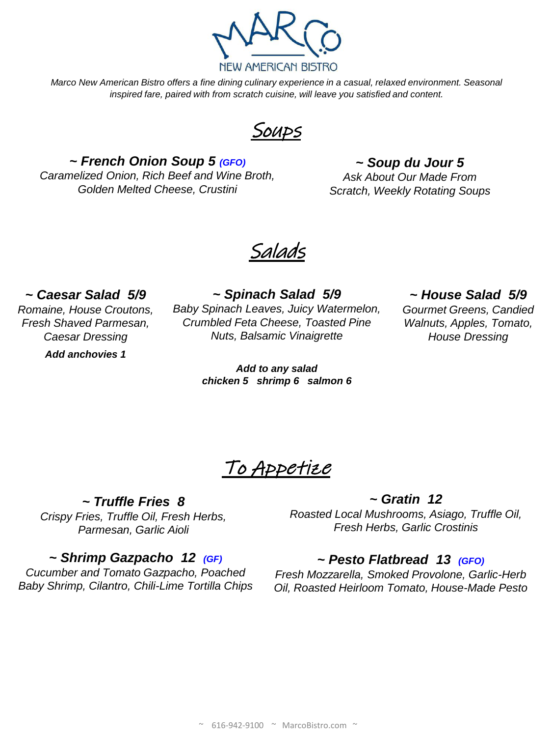# MARCO

NEW AMERICAN BISTRO

*Marco New American Bistro offers a fine dining culinary experience in a casual, relaxed environment. Seasonal inspired fare, paired with from scratch cuisine, will leave you satisfied and content.*

## Soups

### ~ French Onion Soup 5 (GFO)

*Caramelized Onion, Rich Beef and Wine Broth, Golden Melted Cheese, Crustini*

### ~ Soup du Jour 5

*Ask About Our Made From Scratch, Weekly Rotating Soups*

## Salads

### ~ Caesar Salad 5/9

*Romaine, House Croutons, Fresh Shaved Parmesan, Caesar Dressing*

***Add anchovies 1***

### ~ Spinach Salad 5/9

*Baby Spinach Leaves, Juicy Watermelon, Crumbled Feta Cheese, Toasted Pine Nuts, Balsamic Vinaigrette*

### ~ House Salad 5/9

*Gourmet Greens, Candied Walnuts, Apples, Tomato, House Dressing*

***Add to any salad***
***chicken 5 shrimp 6 salmon 6***

## To Appetize

### ~ Truffle Fries 8

*Crispy Fries, Truffle Oil, Fresh Herbs, Parmesan, Garlic Aioli*

### ~ Gratin 12

*Roasted Local Mushrooms, Asiago, Truffle Oil, Fresh Herbs, Garlic Crostinis*

### ~ Shrimp Gazpacho 12 (GF)

*Cucumber and Tomato Gazpacho, Poached Baby Shrimp, Cilantro, Chili-Lime Tortilla Chips*

### ~ Pesto Flatbread 13 (GFO)

*Fresh Mozzarella, Smoked Provolone, Garlic-Herb Oil, Roasted Heirloom Tomato, House-Made Pesto*

~ 616-942-9100 ~ MarcoBistro.com ~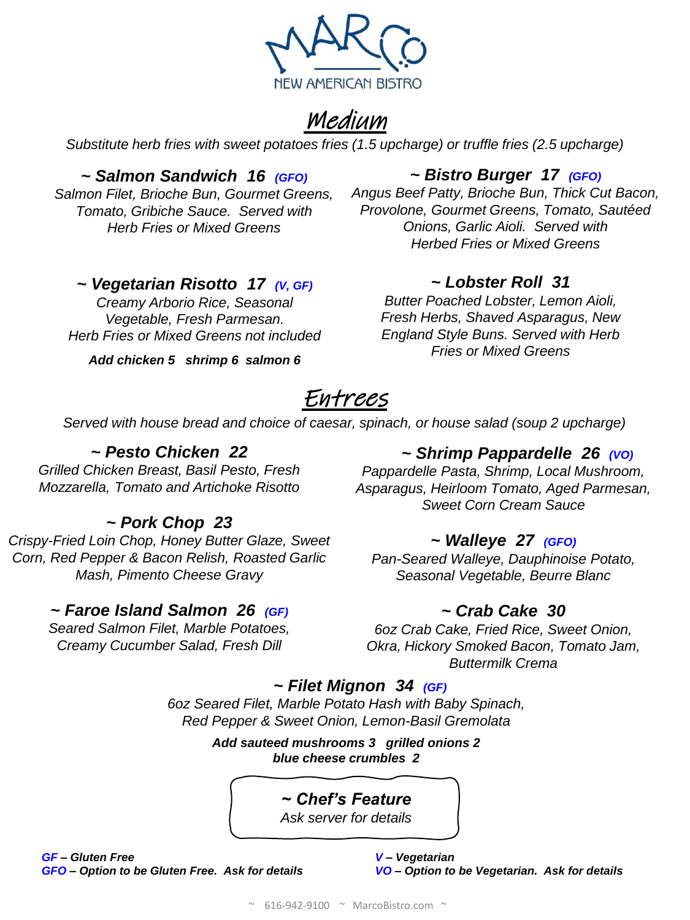# MARCO
NEW AMERICAN BISTRO

## Medium

*Substitute herb fries with sweet potatoes fries (1.5 upcharge) or truffle fries (2.5 upcharge)*

### ~ Salmon Sandwich 16 *(GFO)*
*Salmon Filet, Brioche Bun, Gourmet Greens, Tomato, Gribiche Sauce. Served with Herb Fries or Mixed Greens*

### ~ Vegetarian Risotto 17 *(V, GF)*
*Creamy Arborio Rice, Seasonal Vegetable, Fresh Parmesan. Herb Fries or Mixed Greens not included*

***Add chicken 5 shrimp 6 salmon 6***

### ~ Bistro Burger 17 *(GFO)*
*Angus Beef Patty, Brioche Bun, Thick Cut Bacon, Provolone, Gourmet Greens, Tomato, Sautéed Onions, Garlic Aioli. Served with Herbed Fries or Mixed Greens*

### ~ Lobster Roll 31
*Butter Poached Lobster, Lemon Aioli, Fresh Herbs, Shaved Asparagus, New England Style Buns. Served with Herb Fries or Mixed Greens*

## Entrees

*Served with house bread and choice of caesar, spinach, or house salad (soup 2 upcharge)*

### ~ Pesto Chicken 22
*Grilled Chicken Breast, Basil Pesto, Fresh Mozzarella, Tomato and Artichoke Risotto*

### ~ Pork Chop 23
*Crispy-Fried Loin Chop, Honey Butter Glaze, Sweet Corn, Red Pepper & Bacon Relish, Roasted Garlic Mash, Pimento Cheese Gravy*

### ~ Faroe Island Salmon 26 *(GF)*
*Seared Salmon Filet, Marble Potatoes, Creamy Cucumber Salad, Fresh Dill*

### ~ Shrimp Pappardelle 26 *(VO)*
*Pappardelle Pasta, Shrimp, Local Mushroom, Asparagus, Heirloom Tomato, Aged Parmesan, Sweet Corn Cream Sauce*

### ~ Walleye 27 *(GFO)*
*Pan-Seared Walleye, Dauphinoise Potato, Seasonal Vegetable, Beurre Blanc*

### ~ Crab Cake 30
*6oz Crab Cake, Fried Rice, Sweet Onion, Okra, Hickory Smoked Bacon, Tomato Jam, Buttermilk Crema*

### ~ Filet Mignon 34 *(GF)*
*6oz Seared Filet, Marble Potato Hash with Baby Spinach, Red Pepper & Sweet Onion, Lemon-Basil Gremolata*

***Add sauteed mushrooms 3 grilled onions 2***
***blue cheese crumbles 2***

### ~ Chef's Feature
*Ask server for details*

***GF – Gluten Free***
***GFO – Option to be Gluten Free. Ask for details***
***V – Vegetarian***
***VO – Option to be Vegetarian. Ask for details***

~ 616-942-9100 ~ MarcoBistro.com ~